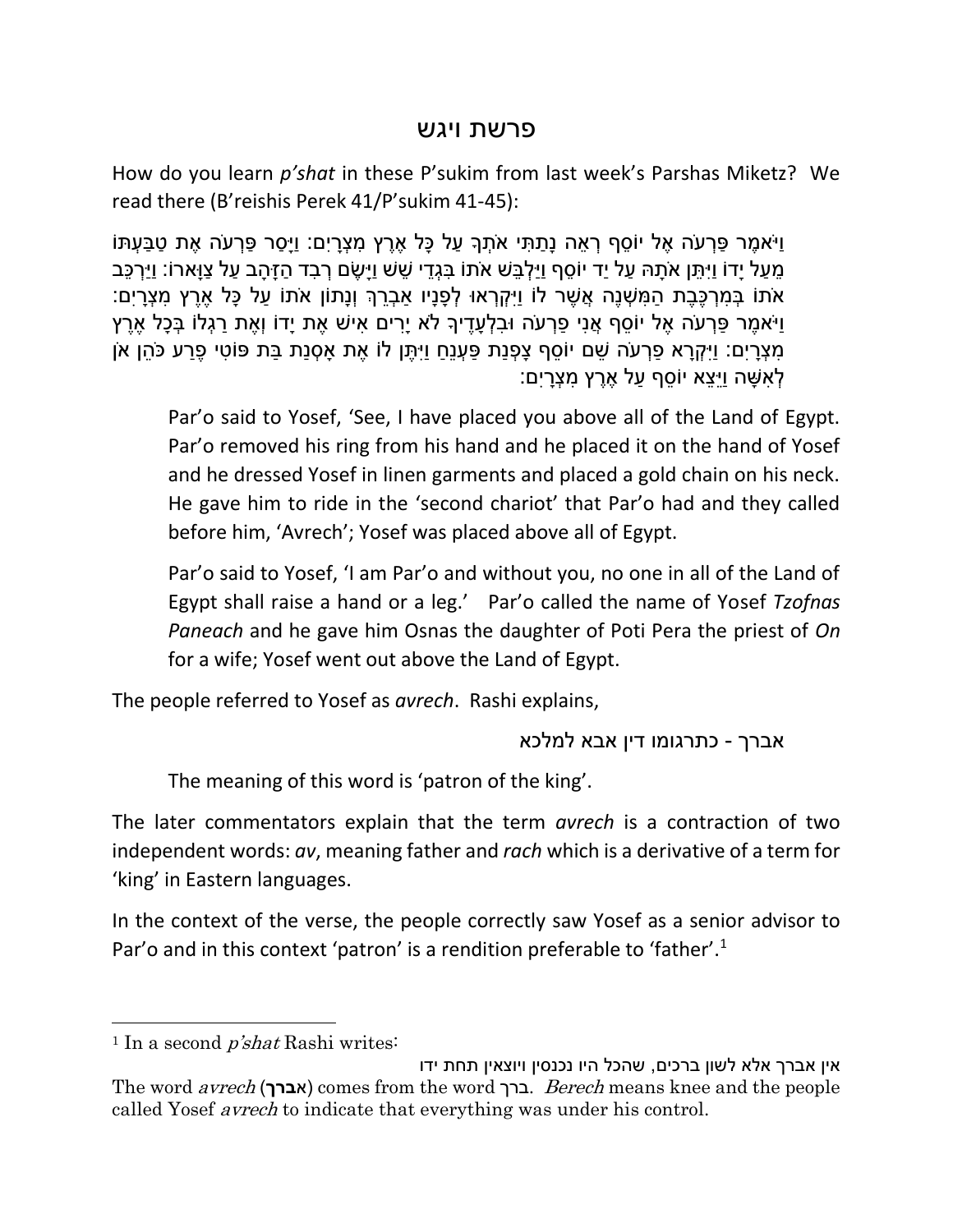# פרשת ויגש

How do you learn *p'shat* in these P'sukim from last week's Parshas Miketz? We read there (B'reishis Perek 41/P'sukim 41-45):

וַיֹּאמֶר פַּרְעֹה אֶל יוֹסֵף רְאֵה נָתַתִּי אֹתְךָ עַל כָּל אֶרֶץ מִצְרָיִם: וַיָּסַר פַּרְעֹה אֶת טַבַּעְתּוֹ מֵעַל יָדוֹ וַיִּתֵּן אֹתָהּ עַל יַד יוֹסֵף וַיַּלְבֵּשׁ אֹתוֹ בִּגְדֵי שֵׁשׁ וַיָּשֶׂם רְבִד הַזָּהָב עַל צַוָּארוֹ: וַיַּרְכֵּב אֹתוֹ בְּמִרְכֶּבֶת הַמִּשְׁנֶה אֲשֶׁר לוֹ וַיִּקְרְאוּ לְפָנָיו אַבְרֵךְ וְנָתוֹן אֹתוֹ עַל כָּל אֶרֶץ מִצְרָיִם: וַיֹּאמֶר פַּרְעֹה אֶל יוֹסֵף אֲנִי פַרְעֹה וּבִלְעָדֶיךָ לֹא יָרִים אִישׁ אֶת יָדוֹ וְאֶת רַגְלוֹ בְּכָל אֶרֶץ מִצְרָיִם: וַיִּקְרָא פַרְעֹה שֵׁם יוֹסֵף צָפְנַת פַּעְנֵחַ וַיִּתֶּן לוֹ אֶת אָסְנַת בַּת פּוֹטִי פֶרַע כֹּהֵן אֹן לְאִשָּׁה וַיֵּצֵא יוֹסֵף עַל אֶרֶץ מִצְרָיִם:

> Par'o said to Yosef, 'See, I have placed you above all of the Land of Egypt. Par'o removed his ring from his hand and he placed it on the hand of Yosef and he dressed Yosef in linen garments and placed a gold chain on his neck. He gave him to ride in the 'second chariot' that Par'o had and they called before him, 'Avrech'; Yosef was placed above all of Egypt.
>
> Par'o said to Yosef, 'I am Par'o and without you, no one in all of the Land of Egypt shall raise a hand or a leg.' Par'o called the name of Yosef *Tzofnas Paneach* and he gave him Osnas the daughter of Poti Pera the priest of *On* for a wife; Yosef went out above the Land of Egypt.

The people referred to Yosef as *avrech*. Rashi explains,

אברך - כתרגומו דין אבא למלכא

> The meaning of this word is 'patron of the king'.

The later commentators explain that the term *avrech* is a contraction of two independent words: *av*, meaning father and *rach* which is a derivative of a term for 'king' in Eastern languages.

In the context of the verse, the people correctly saw Yosef as a senior advisor to Par'o and in this context 'patron' is a rendition preferable to 'father'.[1]

---

[1] In a second *p'shat* Rashi writes:

אין אברך אלא לשון ברכים, שהכל היו נכנסין ויוצאין תחת ידו

The word *avrech* (**אברך**) comes from the word ברך. *Berech* means knee and the people called Yosef *avrech* to indicate that everything was under his control.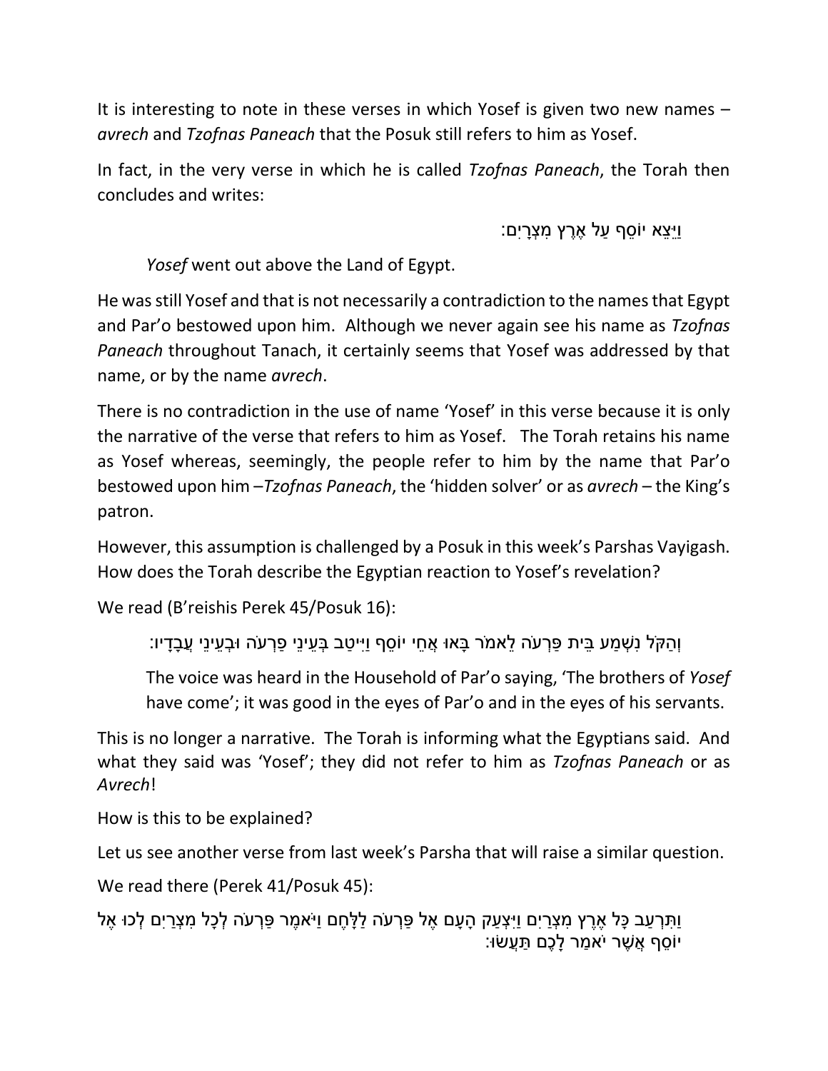It is interesting to note in these verses in which Yosef is given two new names – *avrech* and *Tzofnas Paneach* that the Posuk still refers to him as Yosef.

In fact, in the very verse in which he is called *Tzofnas Paneach*, the Torah then concludes and writes:

וַיֵּצֵא יוֹסֵף עַל אֶרֶץ מִצְרָיִם:

> *Yosef* went out above the Land of Egypt.

He was still Yosef and that is not necessarily a contradiction to the names that Egypt and Par'o bestowed upon him. Although we never again see his name as *Tzofnas Paneach* throughout Tanach, it certainly seems that Yosef was addressed by that name, or by the name *avrech*.

There is no contradiction in the use of name 'Yosef' in this verse because it is only the narrative of the verse that refers to him as Yosef. The Torah retains his name as Yosef whereas, seemingly, the people refer to him by the name that Par'o bestowed upon him –*Tzofnas Paneach*, the 'hidden solver' or as *avrech* – the King's patron.

However, this assumption is challenged by a Posuk in this week's Parshas Vayigash. How does the Torah describe the Egyptian reaction to Yosef's revelation?

We read (B'reishis Perek 45/Posuk 16):

> וְהַקֹּל נִשְׁמַע בֵּית פַּרְעֹה לֵאמֹר בָּאוּ אֲחֵי יוֹסֵף וַיִּיטַב בְּעֵינֵי פַרְעֹה וּבְעֵינֵי עֲבָדָיו:
>
> The voice was heard in the Household of Par'o saying, 'The brothers of *Yosef* have come'; it was good in the eyes of Par'o and in the eyes of his servants.

This is no longer a narrative. The Torah is informing what the Egyptians said. And what they said was 'Yosef'; they did not refer to him as *Tzofnas Paneach* or as *Avrech*!

How is this to be explained?

Let us see another verse from last week's Parsha that will raise a similar question.

We read there (Perek 41/Posuk 45):

וַתִּרְעַב כָּל אֶרֶץ מִצְרַיִם וַיִּצְעַק הָעָם אֶל פַּרְעֹה לַלָּחֶם וַיֹּאמֶר פַּרְעֹה לְכָל מִצְרַיִם לְכוּ אֶל יוֹסֵף אֲשֶׁר יֹאמַר לָכֶם תַּעֲשׂוּ: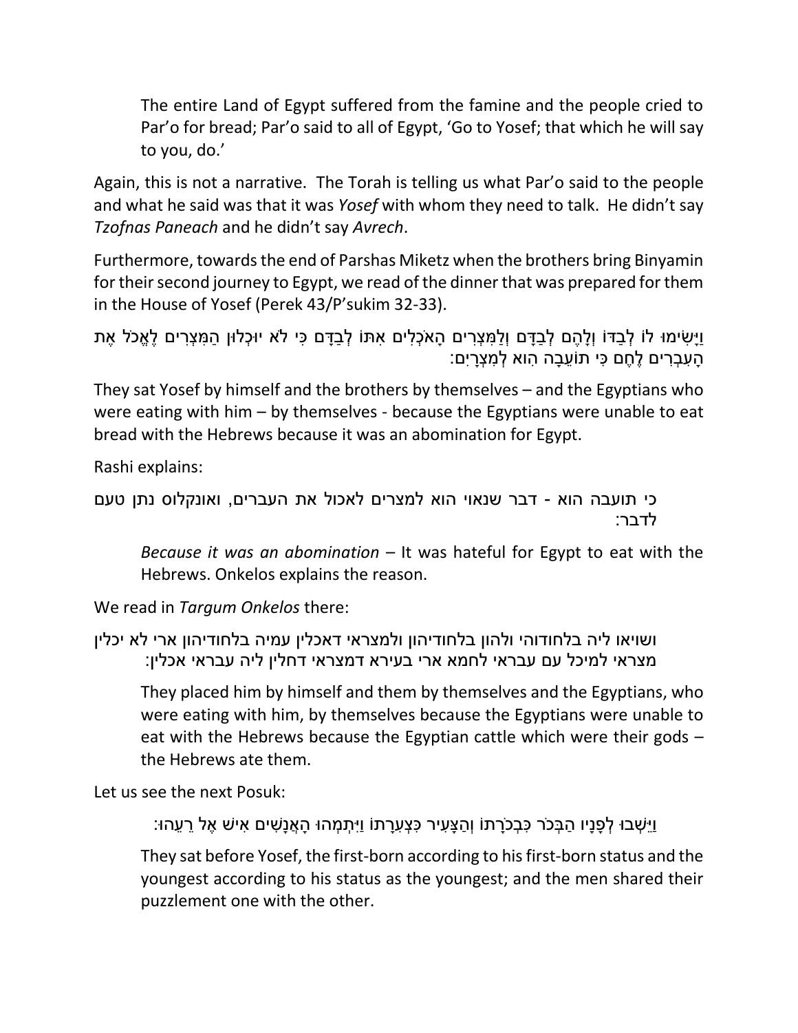> The entire Land of Egypt suffered from the famine and the people cried to Par'o for bread; Par'o said to all of Egypt, 'Go to Yosef; that which he will say to you, do.'

Again, this is not a narrative. The Torah is telling us what Par'o said to the people and what he said was that it was *Yosef* with whom they need to talk. He didn't say *Tzofnas Paneach* and he didn't say *Avrech*.

Furthermore, towards the end of Parshas Miketz when the brothers bring Binyamin for their second journey to Egypt, we read of the dinner that was prepared for them in the House of Yosef (Perek 43/P'sukim 32-33).

וַיָּשִׂימוּ לוֹ לְבַדּוֹ וְלָהֶם לְבַדָּם וְלַמִּצְרִים הָאֹכְלִים אִתּוֹ לְבַדָּם כִּי לֹא יוּכְלוּן הַמִּצְרִים לֶאֱכֹל אֶת הָעִבְרִים לֶחֶם כִּי תוֹעֵבָה הִוא לְמִצְרָיִם:

They sat Yosef by himself and the brothers by themselves – and the Egyptians who were eating with him – by themselves - because the Egyptians were unable to eat bread with the Hebrews because it was an abomination for Egypt.

Rashi explains:

> כי תועבה הוא - דבר שנאוי הוא למצרים לאכול את העברים, ואונקלוס נתן טעם לדבר:
>
> *Because it was an abomination* – It was hateful for Egypt to eat with the Hebrews. Onkelos explains the reason.

We read in *Targum Onkelos* there:

> ושויאו ליה בלחודוהי ולהון בלחודיהון ולמצראי דאכלין עמיה בלחודיהון ארי לא יכלין מצראי למיכל עם עבראי לחמא ארי בעירא דמצראי דחלין ליה עבראי אכלין:
>
> They placed him by himself and them by themselves and the Egyptians, who were eating with him, by themselves because the Egyptians were unable to eat with the Hebrews because the Egyptian cattle which were their gods – the Hebrews ate them.

Let us see the next Posuk:

> וַיֵּשְׁבוּ לְפָנָיו הַבְּכֹר כִּבְכֹרָתוֹ וְהַצָּעִיר כִּצְעִרָתוֹ וַיִּתְמְהוּ הָאֲנָשִׁים אִישׁ אֶל רֵעֵהוּ:
>
> They sat before Yosef, the first-born according to his first-born status and the youngest according to his status as the youngest; and the men shared their puzzlement one with the other.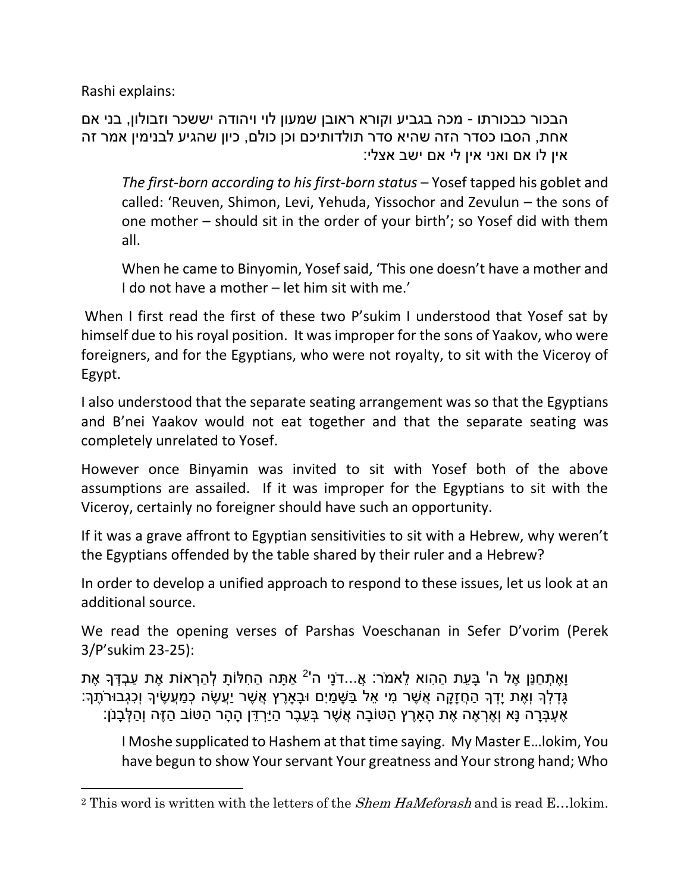Rashi explains:

הבכור כבכורתו - מכה בגביע וקורא ראובן שמעון לוי ויהודה יששכר וזבולון, בני אם אחת, הסבו כסדר הזה שהיא סדר תולדותיכם וכן כולם, כיון שהגיע לבנימין אמר זה אין לו אם ואני אין לי אם ישב אצלי:

> *The first-born according to his first-born status* – Yosef tapped his goblet and called: 'Reuven, Shimon, Levi, Yehuda, Yissochor and Zevulun – the sons of one mother – should sit in the order of your birth'; so Yosef did with them all.
>
> When he came to Binyomin, Yosef said, 'This one doesn't have a mother and I do not have a mother – let him sit with me.'

When I first read the first of these two P'sukim I understood that Yosef sat by himself due to his royal position. It was improper for the sons of Yaakov, who were foreigners, and for the Egyptians, who were not royalty, to sit with the Viceroy of Egypt.

I also understood that the separate seating arrangement was so that the Egyptians and B'nei Yaakov would not eat together and that the separate seating was completely unrelated to Yosef.

However once Binyamin was invited to sit with Yosef both of the above assumptions are assailed. If it was improper for the Egyptians to sit with the Viceroy, certainly no foreigner should have such an opportunity.

If it was a grave affront to Egyptian sensitivities to sit with a Hebrew, why weren't the Egyptians offended by the table shared by their ruler and a Hebrew?

In order to develop a unified approach to respond to these issues, let us look at an additional source.

We read the opening verses of Parshas Voeschanan in Sefer D'vorim (Perek 3/P'sukim 23-25):

וָאֶתְחַנַּן אֶל ה' בָּעֵת הַהִוא לֵאמֹר: אֲ...דֹנָי ה'[2] אַתָּה הַחִלּוֹתָ לְהַרְאוֹת אֶת עַבְדְּךָ אֶת גָּדְלְךָ וְאֶת יָדְךָ הַחֲזָקָה אֲשֶׁר מִי אֵל בַּשָּׁמַיִם וּבָאָרֶץ אֲשֶׁר יַעֲשֶׂה כְמַעֲשֶׂיךָ וְכִגְבוּרֹתֶךָ: אֶעְבְּרָה נָּא וְאֶרְאֶה אֶת הָאָרֶץ הַטּוֹבָה אֲשֶׁר בְּעֵבֶר הַיַּרְדֵּן הָהָר הַטּוֹב הַזֶּה וְהַלְּבָנֹן:

> I Moshe supplicated to Hashem at that time saying. My Master E…lokim, You have begun to show Your servant Your greatness and Your strong hand; Who

[2] This word is written with the letters of the *Shem HaMeforash* and is read E…lokim.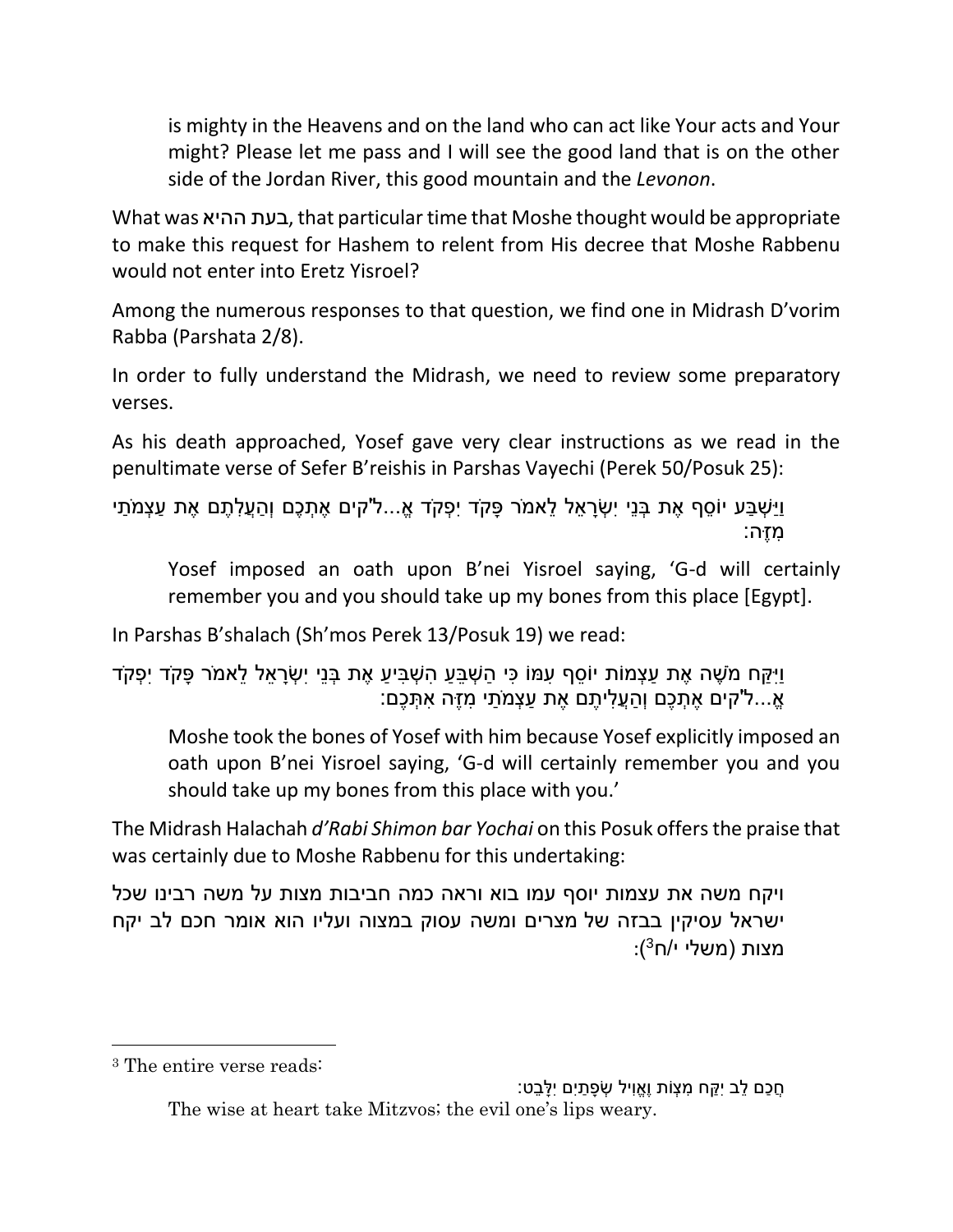is mighty in the Heavens and on the land who can act like Your acts and Your might? Please let me pass and I will see the good land that is on the other side of the Jordan River, this good mountain and the *Levonon*.

What was בעת ההיא, that particular time that Moshe thought would be appropriate to make this request for Hashem to relent from His decree that Moshe Rabbenu would not enter into Eretz Yisroel?

Among the numerous responses to that question, we find one in Midrash D'vorim Rabba (Parshata 2/8).

In order to fully understand the Midrash, we need to review some preparatory verses.

As his death approached, Yosef gave very clear instructions as we read in the penultimate verse of Sefer B'reishis in Parshas Vayechi (Perek 50/Posuk 25):

> וַיַּשְׁבַּע יוֹסֵף אֶת בְּנֵי יִשְׂרָאֵל לֵאמֹר פָּקֹד יִפְקֹד אֱ...ל"קים אֶתְכֶם וְהַעֲלִתֶם אֶת עַצְמֹתַי מִזֶּה:
>
> Yosef imposed an oath upon B'nei Yisroel saying, 'G-d will certainly remember you and you should take up my bones from this place [Egypt].

In Parshas B'shalach (Sh'mos Perek 13/Posuk 19) we read:

> וַיִּקַּח מֹשֶׁה אֶת עַצְמוֹת יוֹסֵף עִמּוֹ כִּי הַשְׁבֵּעַ הִשְׁבִּיעַ אֶת בְּנֵי יִשְׂרָאֵל לֵאמֹר פָּקֹד יִפְקֹד אֱ...ל"קים אֶתְכֶם וְהַעֲלִיתֶם אֶת עַצְמֹתַי מִזֶּה אִתְּכֶם:
>
> Moshe took the bones of Yosef with him because Yosef explicitly imposed an oath upon B'nei Yisroel saying, 'G-d will certainly remember you and you should take up my bones from this place with you.'

The Midrash Halachah *d'Rabi Shimon bar Yochai* on this Posuk offers the praise that was certainly due to Moshe Rabbenu for this undertaking:

> ויקח משה את עצמות יוסף עמו בוא וראה כמה חביבות מצות על משה רבינו שכל ישראל עסיקין בבזה של מצרים ומשה עסוק במצוה ועליו הוא אומר חכם לב יקח מצות (משלי י/ח[3]):

---

[3] The entire verse reads:

חֲכַם לֵב יִקַּח מִצְוֹת וֶאֱוִיל שְׂפָתַיִם יִלָּבֵט:

The wise at heart take Mitzvos; the evil one's lips weary.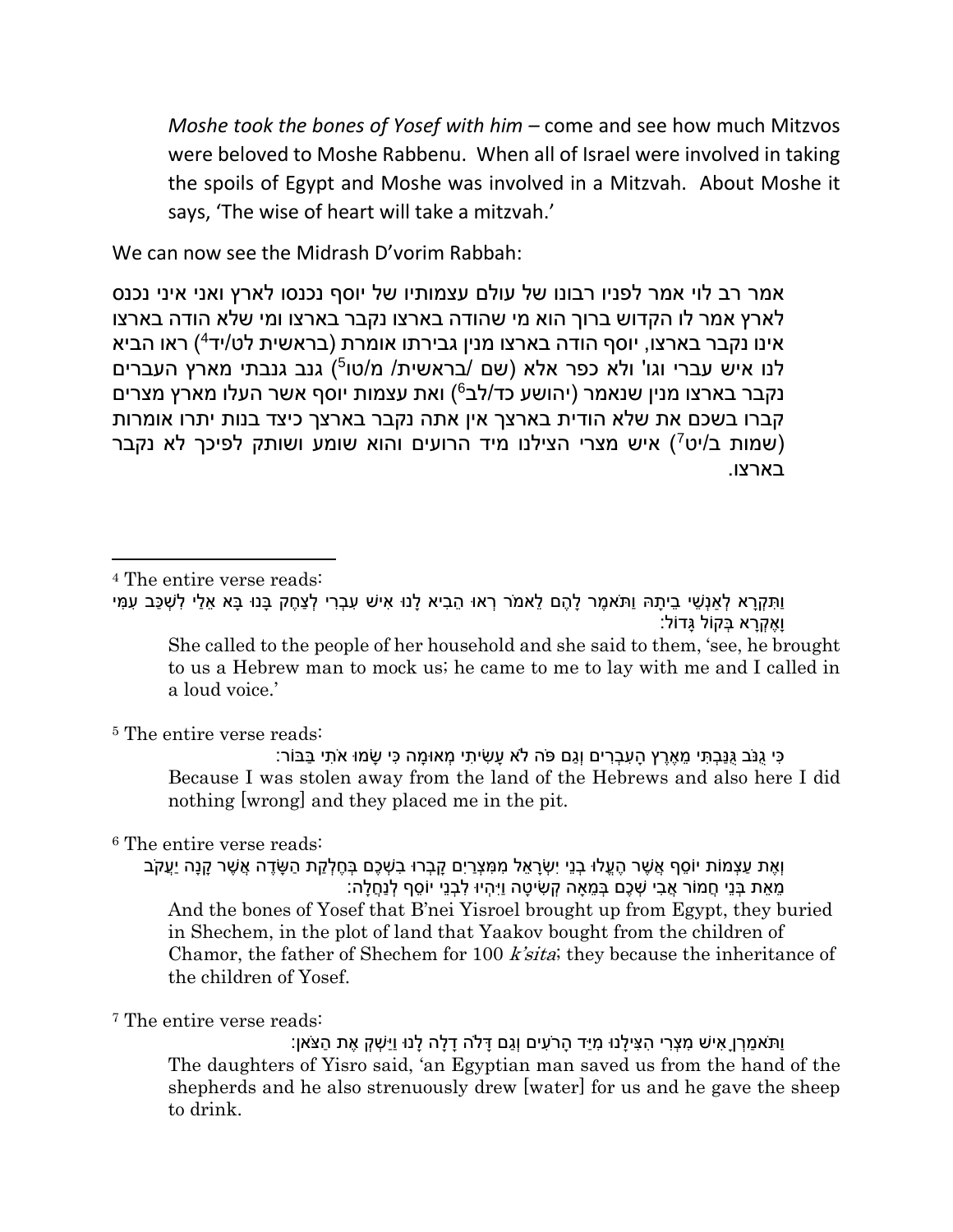*Moshe took the bones of Yosef with him* – come and see how much Mitzvos were beloved to Moshe Rabbenu. When all of Israel were involved in taking the spoils of Egypt and Moshe was involved in a Mitzvah. About Moshe it says, 'The wise of heart will take a mitzvah.'

We can now see the Midrash D'vorim Rabbah:

אמר רב לוי אמר לפניו רבונו של עולם עצמותיו של יוסף נכנסו לארץ ואני איני נכנס לארץ אמר לו הקדוש ברוך הוא מי שהודה בארצו נקבר בארצו ומי שלא הודה בארצו אינו נקבר בארצו, יוסף הודה בארצו מנין גבירתו אומרת (בראשית לט/יד[4]) ראו הביא לנו איש עברי וגו' ולא כפר אלא (שם /בראשית/ מ/טו[5]) גנב גנבתי מארץ העברים נקבר בארצו מנין שנאמר (יהושע כד/לב[6]) ואת עצמות יוסף אשר העלו מארץ מצרים קברו בשכם את שלא הודית בארצך אין אתה נקבר בארצך כיצד בנות יתרו אומרות (שמות ב/יט[7]) איש מצרי הצילנו מיד הרועים והוא שומע ושותק לפיכך לא נקבר בארצו.

---

[4] The entire verse reads:

וַתִּקְרָא לְאַנְשֵׁי בֵיתָהּ וַתֹּאמֶר לָהֶם לֵאמֹר רְאוּ הֵבִיא לָנוּ אִישׁ עִבְרִי לְצַחֶק בָּנוּ בָּא אֵלַי לִשְׁכַּב עִמִּי וָאֶקְרָא בְּקוֹל גָּדוֹל:

She called to the people of her household and she said to them, 'see, he brought to us a Hebrew man to mock us; he came to me to lay with me and I called in a loud voice.'

[5] The entire verse reads:

כִּי גֻנֹּב גֻּנַּבְתִּי מֵאֶרֶץ הָעִבְרִים וְגַם פֹּה לֹא עָשִׂיתִי מְאוּמָה כִּי שָׂמוּ אֹתִי בַּבּוֹר:

Because I was stolen away from the land of the Hebrews and also here I did nothing [wrong] and they placed me in the pit.

[6] The entire verse reads:

וְאֶת עַצְמוֹת יוֹסֵף אֲשֶׁר הֶעֱלוּ בְנֵי יִשְׂרָאֵל מִמִּצְרַיִם קָבְרוּ בִשְׁכֶם בְּחֶלְקַת הַשָּׂדֶה אֲשֶׁר קָנָה יַעֲקֹב מֵאֵת בְּנֵי חֲמוֹר אֲבִי שְׁכֶם בְּמֵאָה קְשִׂיטָה וַיִּהְיוּ לִבְנֵי יוֹסֵף לְנַחֲלָה:

And the bones of Yosef that B'nei Yisroel brought up from Egypt, they buried in Shechem, in the plot of land that Yaakov bought from the children of Chamor, the father of Shechem for 100 *k'sita*; they because the inheritance of the children of Yosef.

[7] The entire verse reads:

וַתֹּאמַרְןָ אִישׁ מִצְרִי הִצִּילָנוּ מִיַּד הָרֹעִים וְגַם דָּלֹה דָלָה לָנוּ וַיַּשְׁקְ אֶת הַצֹּאן:

The daughters of Yisro said, 'an Egyptian man saved us from the hand of the shepherds and he also strenuously drew [water] for us and he gave the sheep to drink.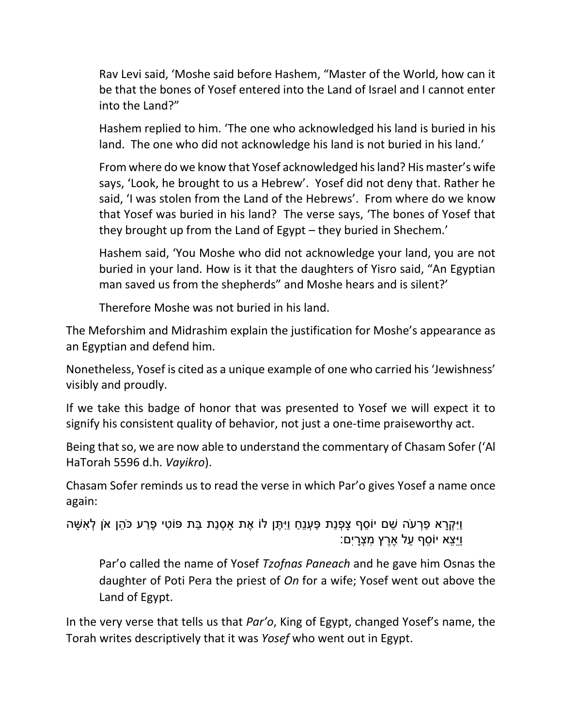> Rav Levi said, 'Moshe said before Hashem, "Master of the World, how can it be that the bones of Yosef entered into the Land of Israel and I cannot enter into the Land?"
>
> Hashem replied to him. 'The one who acknowledged his land is buried in his land. The one who did not acknowledge his land is not buried in his land.'
>
> From where do we know that Yosef acknowledged his land? His master's wife says, 'Look, he brought to us a Hebrew'. Yosef did not deny that. Rather he said, 'I was stolen from the Land of the Hebrews'. From where do we know that Yosef was buried in his land? The verse says, 'The bones of Yosef that they brought up from the Land of Egypt – they buried in Shechem.'
>
> Hashem said, 'You Moshe who did not acknowledge your land, you are not buried in your land. How is it that the daughters of Yisro said, "An Egyptian man saved us from the shepherds" and Moshe hears and is silent?'
>
> Therefore Moshe was not buried in his land.

The Meforshim and Midrashim explain the justification for Moshe's appearance as an Egyptian and defend him.

Nonetheless, Yosef is cited as a unique example of one who carried his 'Jewishness' visibly and proudly.

If we take this badge of honor that was presented to Yosef we will expect it to signify his consistent quality of behavior, not just a one-time praiseworthy act.

Being that so, we are now able to understand the commentary of Chasam Sofer ('Al HaTorah 5596 d.h. *Vayikro*).

Chasam Sofer reminds us to read the verse in which Par'o gives Yosef a name once again:

וַיִּקְרָא פַרְעֹה שֵׁם יוֹסֵף צָפְנַת פַּעְנֵחַ וַיִּתֶּן לוֹ אֶת אָסְנַת בַּת פּוֹטִי פֶרַע כֹּהֵן אֹן לְאִשָּׁה וַיֵּצֵא יוֹסֵף עַל אֶרֶץ מִצְרָיִם:

> Par'o called the name of Yosef *Tzofnas Paneach* and he gave him Osnas the daughter of Poti Pera the priest of *On* for a wife; Yosef went out above the Land of Egypt.

In the very verse that tells us that *Par'o*, King of Egypt, changed Yosef's name, the Torah writes descriptively that it was *Yosef* who went out in Egypt.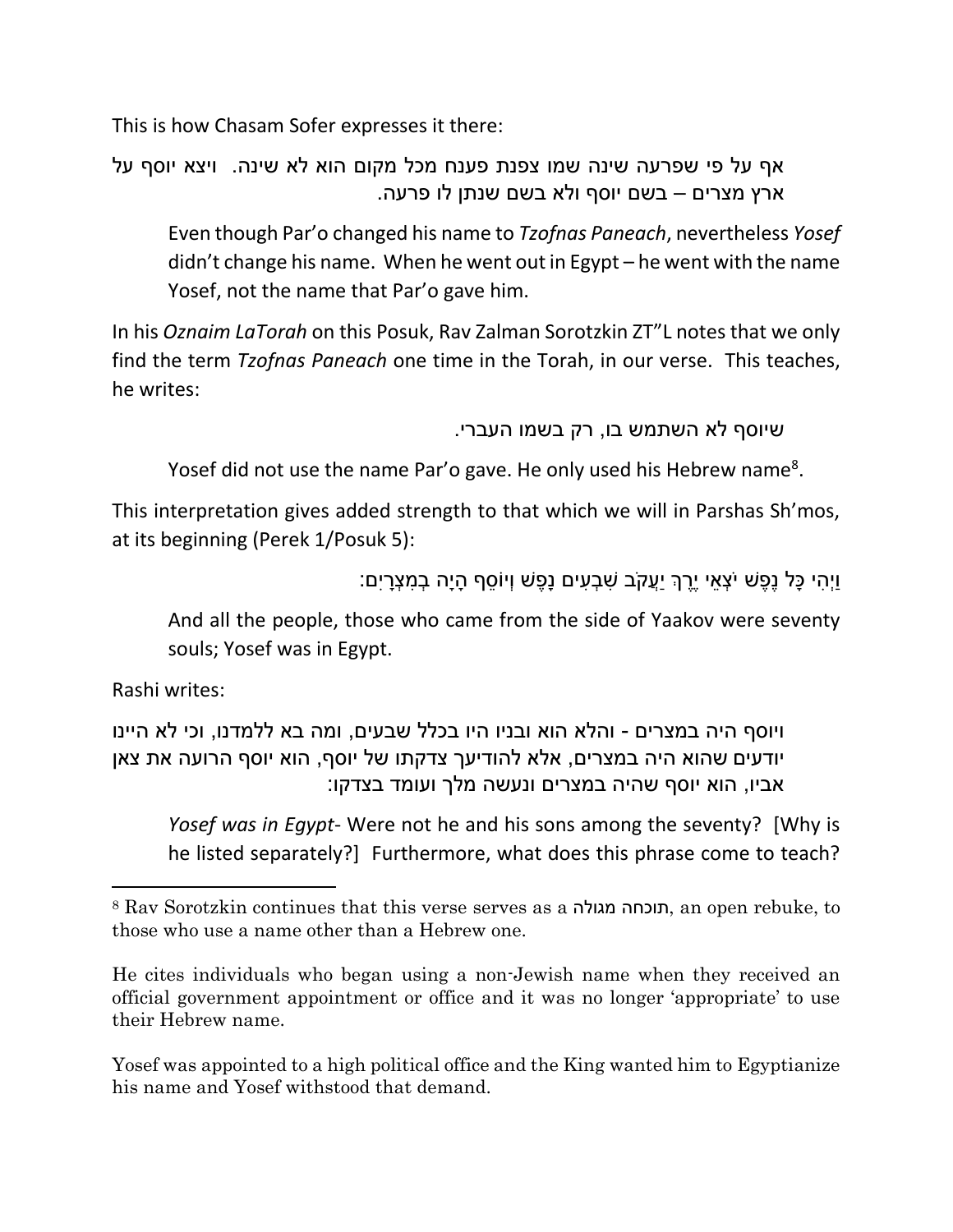This is how Chasam Sofer expresses it there:

> אף על פי שפרעה שינה שמו צפנת פענח מכל מקום הוא לא שינה. ויצא יוסף על ארץ מצרים – בשם יוסף ולא בשם שנתן לו פרעה.
>
> Even though Par'o changed his name to *Tzofnas Paneach*, nevertheless *Yosef* didn't change his name. When he went out in Egypt – he went with the name Yosef, not the name that Par'o gave him.

In his *Oznaim LaTorah* on this Posuk, Rav Zalman Sorotzkin ZT"L notes that we only find the term *Tzofnas Paneach* one time in the Torah, in our verse. This teaches, he writes:

> שיוסף לא השתמש בו, רק בשמו העברי.
>
> Yosef did not use the name Par'o gave. He only used his Hebrew name[8].

This interpretation gives added strength to that which we will in Parshas Sh'mos, at its beginning (Perek 1/Posuk 5):

> וַיְהִי כָּל נֶפֶשׁ יֹצְאֵי יֶרֶךְ יַעֲקֹב שִׁבְעִים נָפֶשׁ וְיוֹסֵף הָיָה בְמִצְרָיִם:
>
> And all the people, those who came from the side of Yaakov were seventy souls; Yosef was in Egypt.

Rashi writes:

> ויוסף היה במצרים - והלא הוא ובניו היו בכלל שבעים, ומה בא ללמדנו, וכי לא היינו יודעים שהוא היה במצרים, אלא להודיעך צדקתו של יוסף, הוא יוסף הרועה את צאן אביו, הוא יוסף שהיה במצרים ונעשה מלך ועומד בצדקו:
>
> *Yosef was in Egypt*- Were not he and his sons among the seventy? [Why is he listed separately?] Furthermore, what does this phrase come to teach?

---

[8] Rav Sorotzkin continues that this verse serves as a תוכחה מגולה, an open rebuke, to those who use a name other than a Hebrew one.

He cites individuals who began using a non-Jewish name when they received an official government appointment or office and it was no longer 'appropriate' to use their Hebrew name.

Yosef was appointed to a high political office and the King wanted him to Egyptianize his name and Yosef withstood that demand.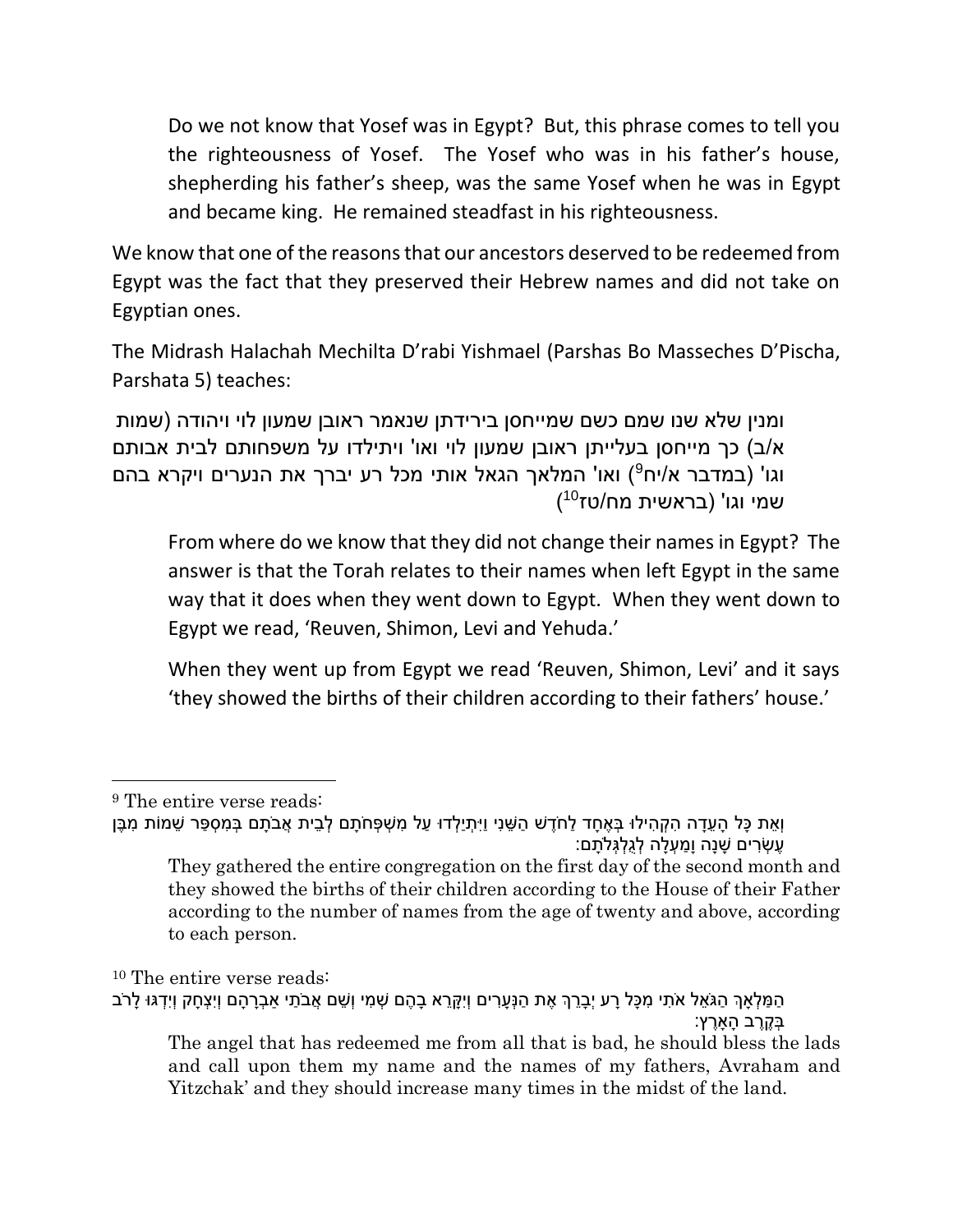> Do we not know that Yosef was in Egypt? But, this phrase comes to tell you the righteousness of Yosef. The Yosef who was in his father's house, shepherding his father's sheep, was the same Yosef when he was in Egypt and became king. He remained steadfast in his righteousness.

We know that one of the reasons that our ancestors deserved to be redeemed from Egypt was the fact that they preserved their Hebrew names and did not take on Egyptian ones.

The Midrash Halachah Mechilta D'rabi Yishmael (Parshas Bo Masseches D'Pischa, Parshata 5) teaches:

ומנין שלא שנו שמם כשם שמייחסן בירידתן שנאמר ראובן שמעון לוי ויהודה (שמות א/ב) כך מייחסן בעלייתן ראובן שמעון לוי ואו' ויתילדו על משפחותם לבית אבותם וגו' (במדבר א/יח[9]) ואו' המלאך הגאל אותי מכל רע יברך את הנערים ויקרא בהם שמי וגו' (בראשית מח/טז[10])

> From where do we know that they did not change their names in Egypt? The answer is that the Torah relates to their names when left Egypt in the same way that it does when they went down to Egypt. When they went down to Egypt we read, 'Reuven, Shimon, Levi and Yehuda.'
>
> When they went up from Egypt we read 'Reuven, Shimon, Levi' and it says 'they showed the births of their children according to their fathers' house.'

---

[9] The entire verse reads:

וְאֵת כָּל הָעֵדָה הִקְהִילוּ בְּאֶחָד לַחֹדֶשׁ הַשֵּׁנִי וַיִּתְיַלְדוּ עַל מִשְׁפְּחֹתָם לְבֵית אֲבֹתָם בְּמִסְפַּר שֵׁמוֹת מִבֶּן עֶשְׂרִים שָׁנָה וָמַעְלָה לְגֻלְגְּלֹתָם:

> They gathered the entire congregation on the first day of the second month and they showed the births of their children according to the House of their Father according to the number of names from the age of twenty and above, according to each person.

[10] The entire verse reads:

הַמַּלְאָךְ הַגֹּאֵל אֹתִי מִכָּל רָע יְבָרֵךְ אֶת הַנְּעָרִים וְיִקָּרֵא בָהֶם שְׁמִי וְשֵׁם אֲבֹתַי אַבְרָהָם וְיִצְחָק וְיִדְגּוּ לָרֹב בְּקֶרֶב הָאָרֶץ:

> The angel that has redeemed me from all that is bad, he should bless the lads and call upon them my name and the names of my fathers, Avraham and Yitzchak' and they should increase many times in the midst of the land.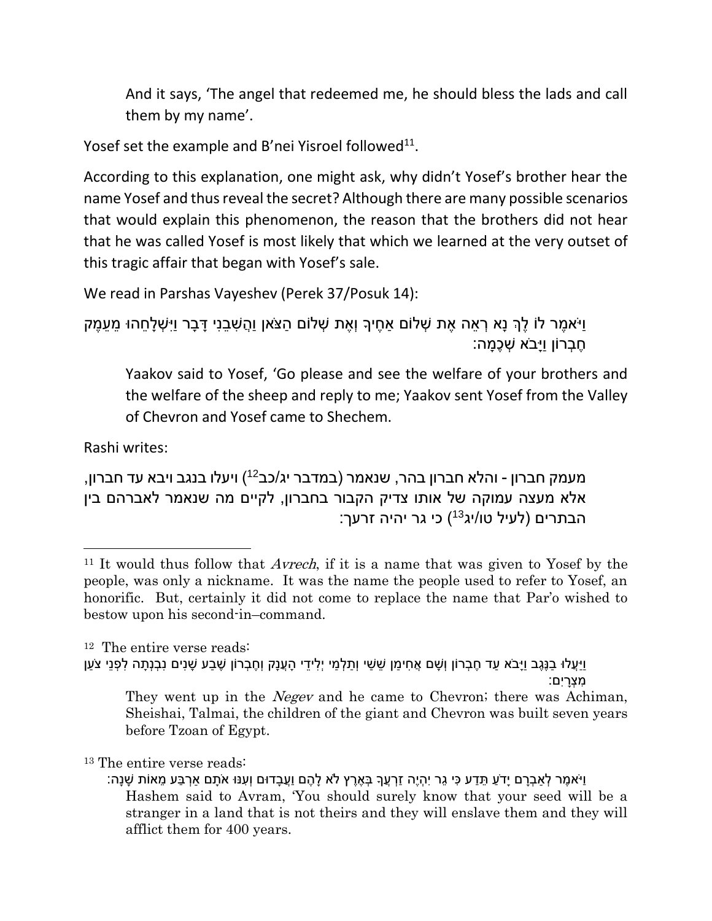> And it says, 'The angel that redeemed me, he should bless the lads and call them by my name'.

Yosef set the example and B'nei Yisroel followed[11].

According to this explanation, one might ask, why didn't Yosef's brother hear the name Yosef and thus reveal the secret? Although there are many possible scenarios that would explain this phenomenon, the reason that the brothers did not hear that he was called Yosef is most likely that which we learned at the very outset of this tragic affair that began with Yosef's sale.

We read in Parshas Vayeshev (Perek 37/Posuk 14):

וַיֹּאמֶר לוֹ לֶךְ נָא רְאֵה אֶת שְׁלוֹם אַחֶיךָ וְאֶת שְׁלוֹם הַצֹּאן וַהֲשִׁבֵנִי דָּבָר וַיִּשְׁלָחֵהוּ מֵעֵמֶק חֶבְרוֹן וַיָּבֹא שְׁכֶמָה:

> Yaakov said to Yosef, 'Go please and see the welfare of your brothers and the welfare of the sheep and reply to me; Yaakov sent Yosef from the Valley of Chevron and Yosef came to Shechem.

Rashi writes:

מעמק חברון - והלא חברון בהר, שנאמר (במדבר יג/כב[12]) ויעלו בנגב ויבא עד חברון, אלא מעצה עמוקה של אותו צדיק הקבור בחברון, לקיים מה שנאמר לאברהם בין הבתרים (לעיל טו/יג[13]) כי גר יהיה זרעך:

---

[11] It would thus follow that *Avrech*, if it is a name that was given to Yosef by the people, was only a nickname. It was the name the people used to refer to Yosef, an honorific. But, certainly it did not come to replace the name that Par'o wished to bestow upon his second-in–command.

[12] The entire verse reads:

וַיַּעֲלוּ בַנֶּגֶב וַיָּבֹא עַד חֶבְרוֹן וְשָׁם אֲחִימַן שֵׁשַׁי וְתַלְמַי יְלִידֵי הָעֲנָק וְחֶבְרוֹן שֶׁבַע שָׁנִים נִבְנְתָה לִפְנֵי צֹעַן מִצְרָיִם:

> They went up in the *Negev* and he came to Chevron; there was Achiman, Sheishai, Talmai, the children of the giant and Chevron was built seven years before Tzoan of Egypt.

[13] The entire verse reads:

וַיֹּאמֶר לְאַבְרָם יָדֹעַ תֵּדַע כִּי גֵר יִהְיֶה זַרְעֲךָ בְּאֶרֶץ לֹא לָהֶם וַעֲבָדוּם וְעִנּוּ אֹתָם אַרְבַּע מֵאוֹת שָׁנָה:

> Hashem said to Avram, 'You should surely know that your seed will be a stranger in a land that is not theirs and they will enslave them and they will afflict them for 400 years.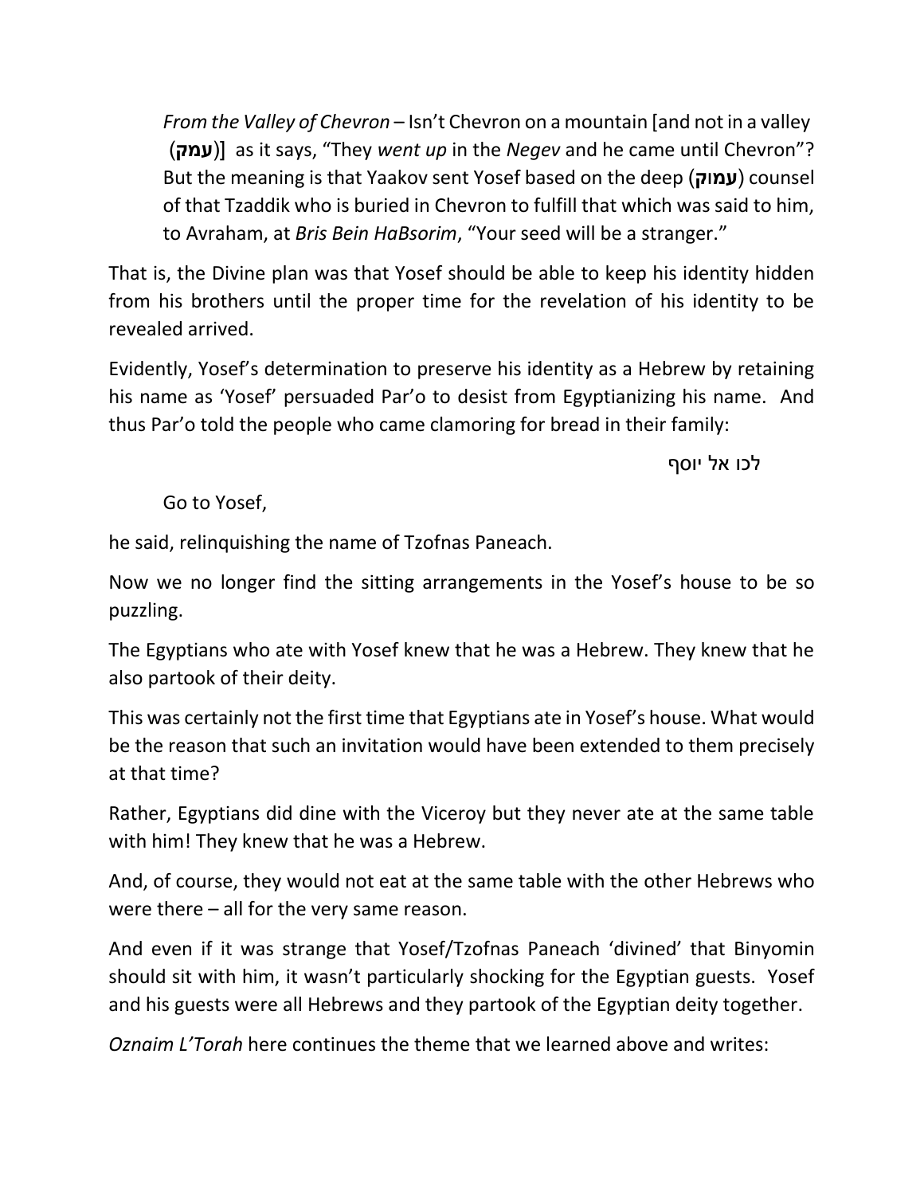> *From the Valley of Chevron* – Isn't Chevron on a mountain [and not in a valley (**עמק**)] as it says, "They *went up* in the *Negev* and he came until Chevron"? But the meaning is that Yaakov sent Yosef based on the deep (**עמוק**) counsel of that Tzaddik who is buried in Chevron to fulfill that which was said to him, to Avraham, at *Bris Bein HaBsorim*, "Your seed will be a stranger."

That is, the Divine plan was that Yosef should be able to keep his identity hidden from his brothers until the proper time for the revelation of his identity to be revealed arrived.

Evidently, Yosef's determination to preserve his identity as a Hebrew by retaining his name as 'Yosef' persuaded Par'o to desist from Egyptianizing his name. And thus Par'o told the people who came clamoring for bread in their family:

> לכו אל יוסף
>
> Go to Yosef,

he said, relinquishing the name of Tzofnas Paneach.

Now we no longer find the sitting arrangements in the Yosef's house to be so puzzling.

The Egyptians who ate with Yosef knew that he was a Hebrew. They knew that he also partook of their deity.

This was certainly not the first time that Egyptians ate in Yosef's house. What would be the reason that such an invitation would have been extended to them precisely at that time?

Rather, Egyptians did dine with the Viceroy but they never ate at the same table with him! They knew that he was a Hebrew.

And, of course, they would not eat at the same table with the other Hebrews who were there – all for the very same reason.

And even if it was strange that Yosef/Tzofnas Paneach 'divined' that Binyomin should sit with him, it wasn't particularly shocking for the Egyptian guests. Yosef and his guests were all Hebrews and they partook of the Egyptian deity together.

*Oznaim L'Torah* here continues the theme that we learned above and writes: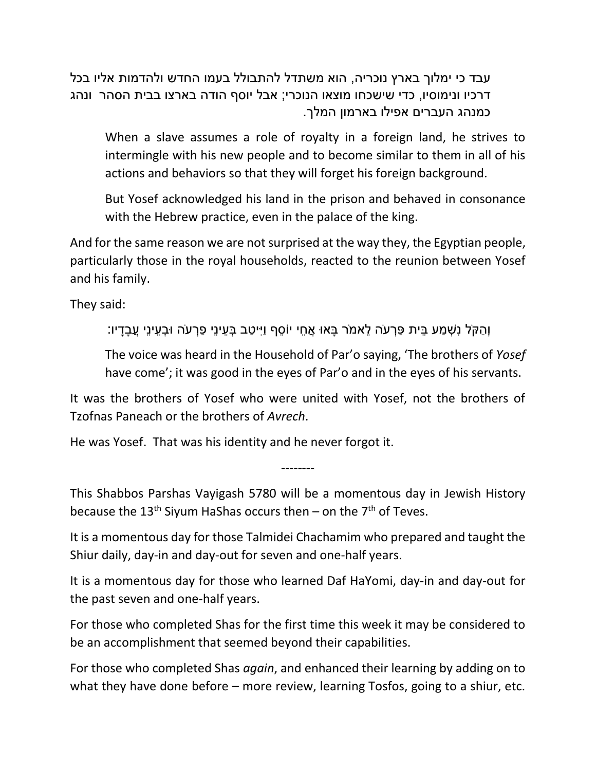עבד כי ימלוך בארץ נוכריה, הוא משתדל להתבולל בעמו החדש ולהדמות אליו בכל דרכיו ונימוסיו, כדי שישכחו מוצאו הנוכרי; אבל יוסף הודה בארצו בבית הסהר ונהג כמנהג העברים אפילו בארמון המלך.

> When a slave assumes a role of royalty in a foreign land, he strives to intermingle with his new people and to become similar to them in all of his actions and behaviors so that they will forget his foreign background.
>
> But Yosef acknowledged his land in the prison and behaved in consonance with the Hebrew practice, even in the palace of the king.

And for the same reason we are not surprised at the way they, the Egyptian people, particularly those in the royal households, reacted to the reunion between Yosef and his family.

They said:

> וְהַקֹּל נִשְׁמַע בֵּית פַּרְעֹה לֵאמֹר בָּאוּ אֲחֵי יוֹסֵף וַיִּיטַב בְּעֵינֵי פַרְעֹה וּבְעֵינֵי עֲבָדָיו:
>
> The voice was heard in the Household of Par'o saying, 'The brothers of *Yosef* have come'; it was good in the eyes of Par'o and in the eyes of his servants.

It was the brothers of Yosef who were united with Yosef, not the brothers of Tzofnas Paneach or the brothers of *Avrech*.

He was Yosef. That was his identity and he never forgot it.

--------

This Shabbos Parshas Vayigash 5780 will be a momentous day in Jewish History because the 13th Siyum HaShas occurs then – on the 7th of Teves.

It is a momentous day for those Talmidei Chachamim who prepared and taught the Shiur daily, day-in and day-out for seven and one-half years.

It is a momentous day for those who learned Daf HaYomi, day-in and day-out for the past seven and one-half years.

For those who completed Shas for the first time this week it may be considered to be an accomplishment that seemed beyond their capabilities.

For those who completed Shas *again*, and enhanced their learning by adding on to what they have done before – more review, learning Tosfos, going to a shiur, etc.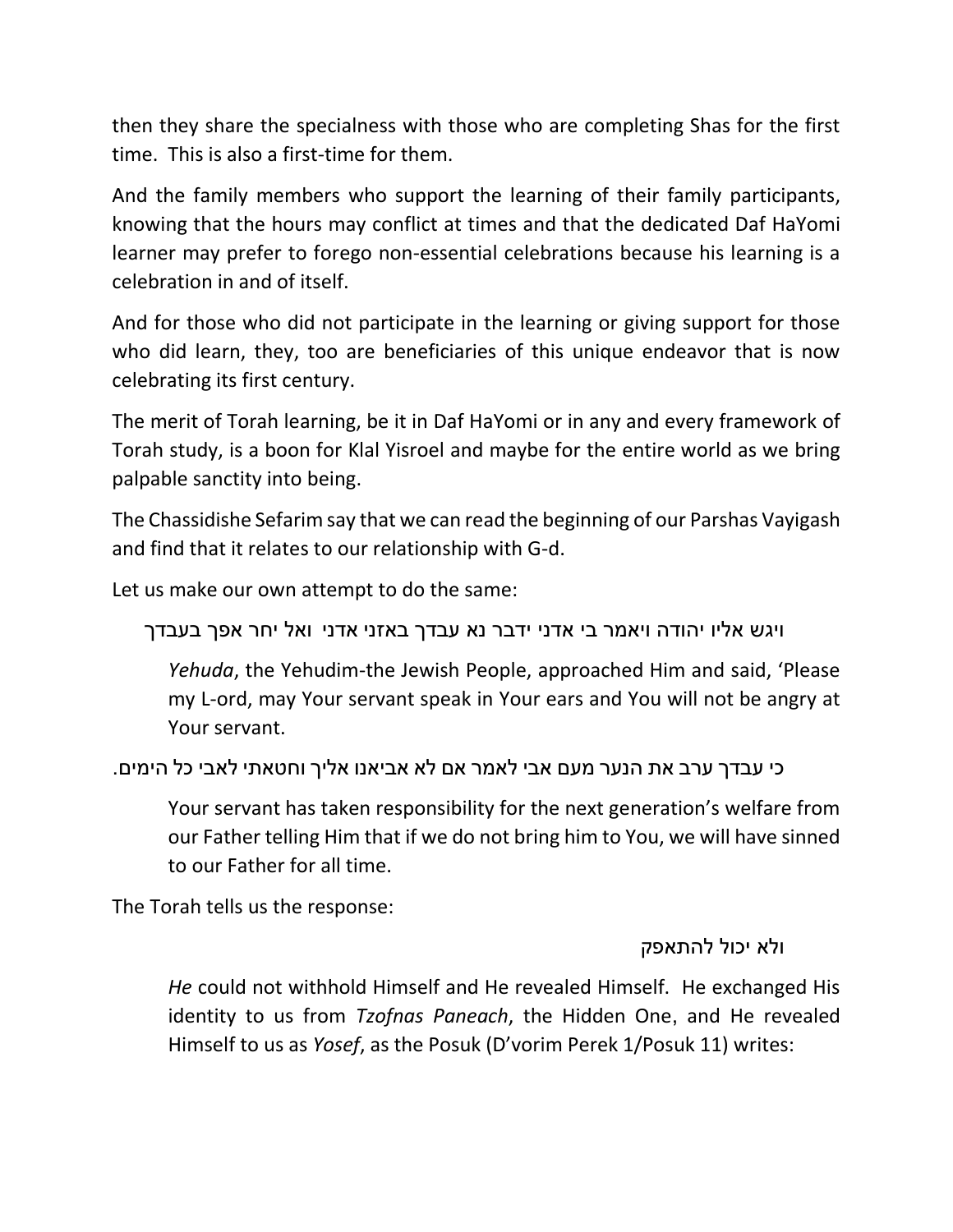then they share the specialness with those who are completing Shas for the first time. This is also a first-time for them.

And the family members who support the learning of their family participants, knowing that the hours may conflict at times and that the dedicated Daf HaYomi learner may prefer to forego non-essential celebrations because his learning is a celebration in and of itself.

And for those who did not participate in the learning or giving support for those who did learn, they, too are beneficiaries of this unique endeavor that is now celebrating its first century.

The merit of Torah learning, be it in Daf HaYomi or in any and every framework of Torah study, is a boon for Klal Yisroel and maybe for the entire world as we bring palpable sanctity into being.

The Chassidishe Sefarim say that we can read the beginning of our Parshas Vayigash and find that it relates to our relationship with G-d.

Let us make our own attempt to do the same:

ויגש אליו יהודה ויאמר בי אדני ידבר נא עבדך באזני אדני ואל יחר אפך בעבדך

> *Yehuda*, the Yehudim-the Jewish People, approached Him and said, 'Please my L-ord, may Your servant speak in Your ears and You will not be angry at Your servant.

כי עבדך ערב את הנער מעם אבי לאמר אם לא אביאנו אליך וחטאתי לאבי כל הימים.

> Your servant has taken responsibility for the next generation's welfare from our Father telling Him that if we do not bring him to You, we will have sinned to our Father for all time.

The Torah tells us the response:

ולא יכול להתאפק

> *He* could not withhold Himself and He revealed Himself. He exchanged His identity to us from *Tzofnas Paneach*, the Hidden One, and He revealed Himself to us as *Yosef*, as the Posuk (D'vorim Perek 1/Posuk 11) writes: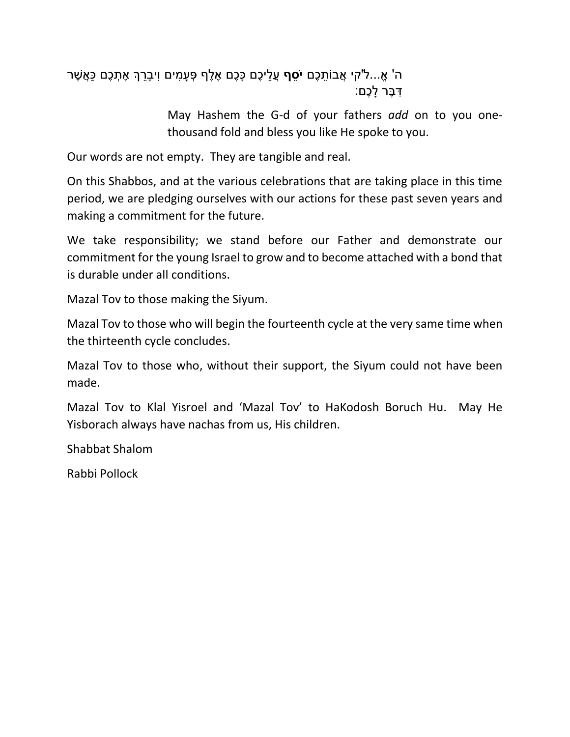ה' אֱ...ל"קֵי אֲבוֹתֵכֶם **יֹסֵף** עֲלֵיכֶם כָּכֶם אֶלֶף פְּעָמִים וִיבָרֵךְ אֶתְכֶם כַּאֲשֶׁר דִּבֶּר לָכֶם:

May Hashem the G-d of your fathers *add* on to you one-thousand fold and bless you like He spoke to you.

Our words are not empty. They are tangible and real.

On this Shabbos, and at the various celebrations that are taking place in this time period, we are pledging ourselves with our actions for these past seven years and making a commitment for the future.

We take responsibility; we stand before our Father and demonstrate our commitment for the young Israel to grow and to become attached with a bond that is durable under all conditions.

Mazal Tov to those making the Siyum.

Mazal Tov to those who will begin the fourteenth cycle at the very same time when the thirteenth cycle concludes.

Mazal Tov to those who, without their support, the Siyum could not have been made.

Mazal Tov to Klal Yisroel and 'Mazal Tov' to HaKodosh Boruch Hu. May He Yisborach always have nachas from us, His children.

Shabbat Shalom

Rabbi Pollock